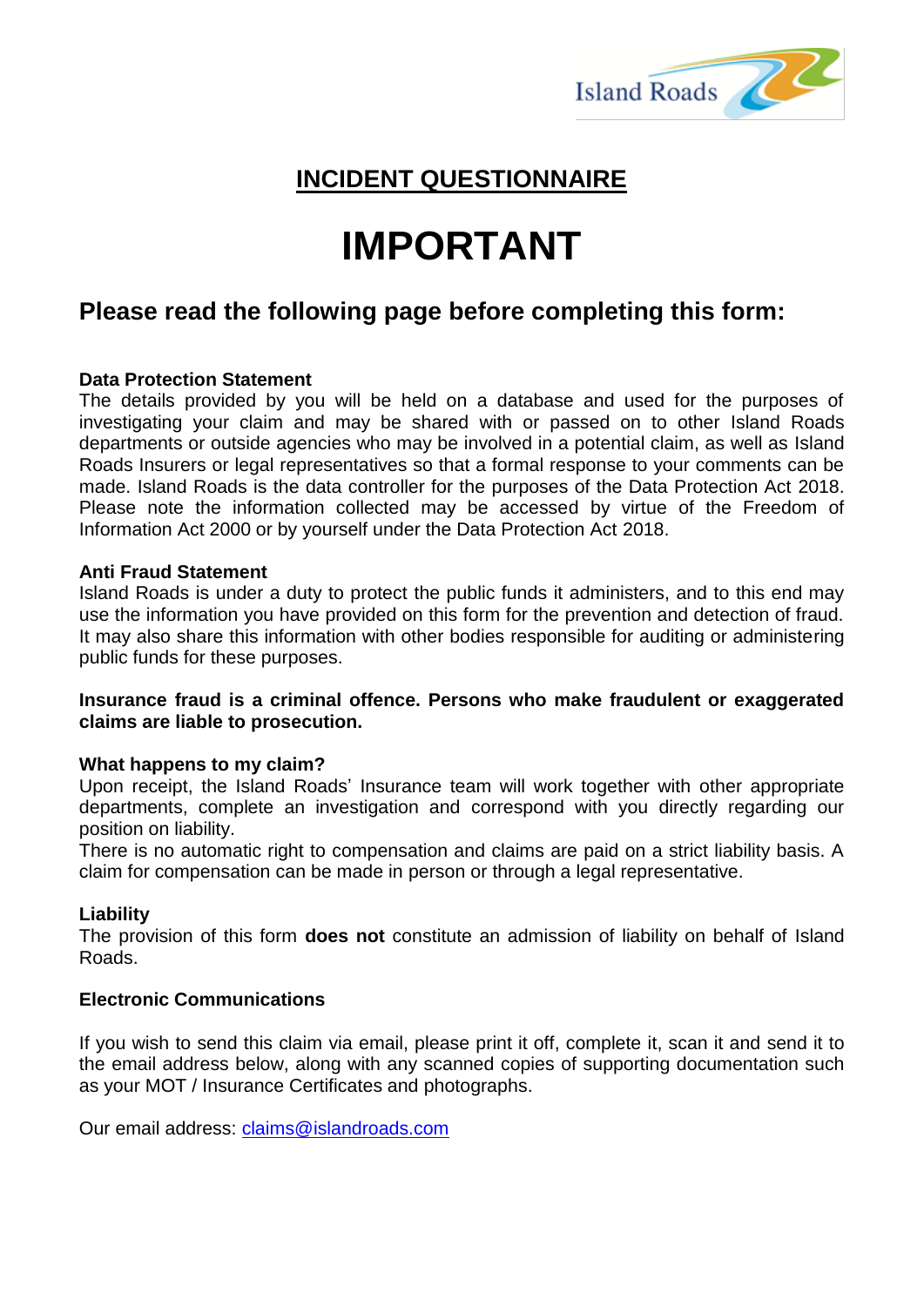Island Roads

# INCIDENT QUESTIONNAIRE

# IMPORTANT

## Please read the following page before completing this form:

**Data Protection Statement**
The details provided by you will be held on a database and used for the purposes of investigating your claim and may be shared with or passed on to other Island Roads departments or outside agencies who may be involved in a potential claim, as well as Island Roads Insurers or legal representatives so that a formal response to your comments can be made. Island Roads is the data controller for the purposes of the Data Protection Act 2018. Please note the information collected may be accessed by virtue of the Freedom of Information Act 2000 or by yourself under the Data Protection Act 2018.

**Anti Fraud Statement**
Island Roads is under a duty to protect the public funds it administers, and to this end may use the information you have provided on this form for the prevention and detection of fraud. It may also share this information with other bodies responsible for auditing or administering public funds for these purposes.

**Insurance fraud is a criminal offence. Persons who make fraudulent or exaggerated claims are liable to prosecution.**

**What happens to my claim?**
Upon receipt, the Island Roads' Insurance team will work together with other appropriate departments, complete an investigation and correspond with you directly regarding our position on liability.
There is no automatic right to compensation and claims are paid on a strict liability basis. A claim for compensation can be made in person or through a legal representative.

**Liability**
The provision of this form **does not** constitute an admission of liability on behalf of Island Roads.

**Electronic Communications**

If you wish to send this claim via email, please print it off, complete it, scan it and send it to the email address below, along with any scanned copies of supporting documentation such as your MOT / Insurance Certificates and photographs.

Our email address: claims@islandroads.com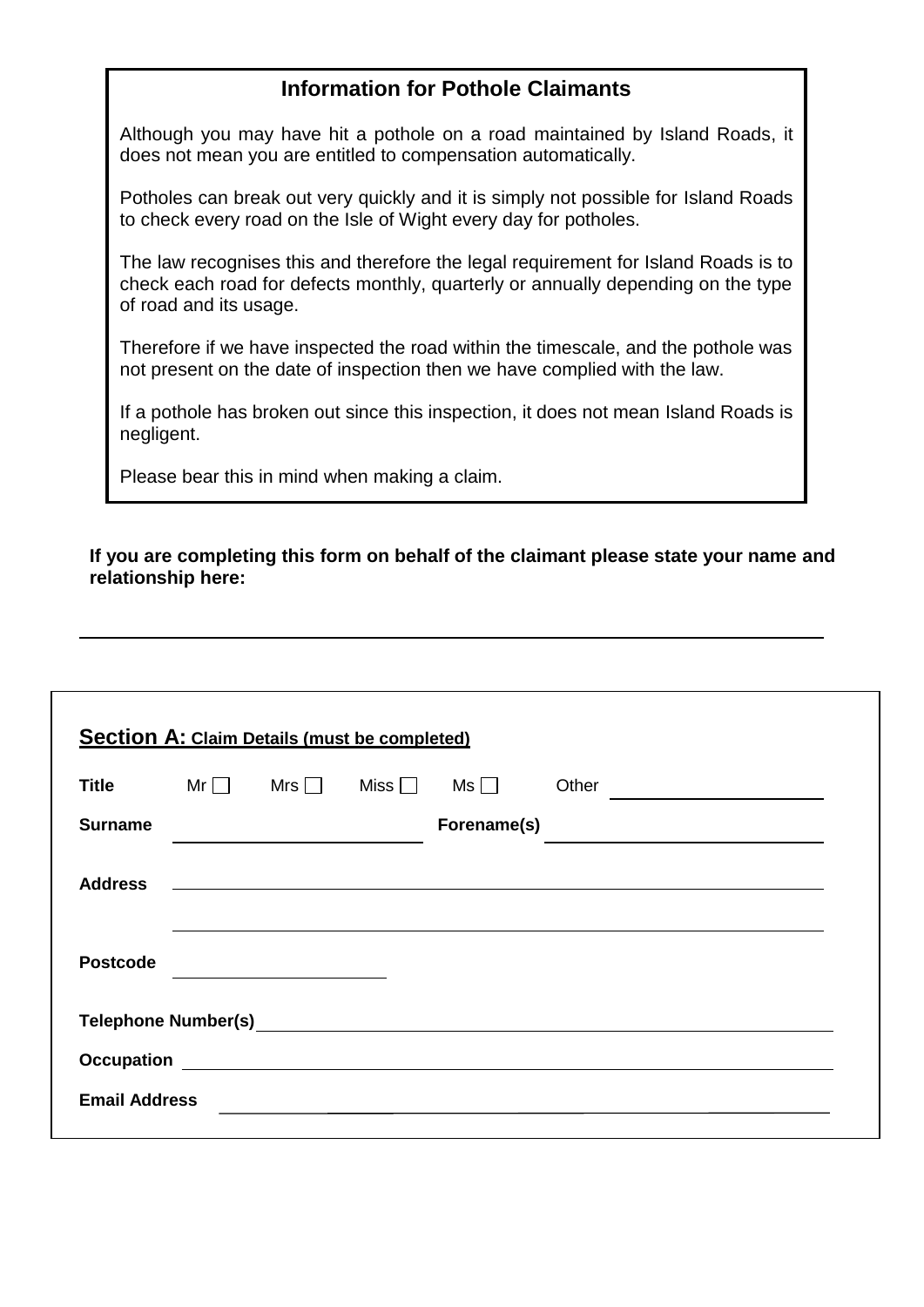## Information for Pothole Claimants

Although you may have hit a pothole on a road maintained by Island Roads, it does not mean you are entitled to compensation automatically.

Potholes can break out very quickly and it is simply not possible for Island Roads to check every road on the Isle of Wight every day for potholes.

The law recognises this and therefore the legal requirement for Island Roads is to check each road for defects monthly, quarterly or annually depending on the type of road and its usage.

Therefore if we have inspected the road within the timescale, and the pothole was not present on the date of inspection then we have complied with the law.

If a pothole has broken out since this inspection, it does not mean Island Roads is negligent.

Please bear this in mind when making a claim.

**If you are completing this form on behalf of the claimant please state your name and relationship here:**

_______________________________________________________________

## Section A: Claim Details (must be completed)

**Title** Mr ☐ Mrs ☐ Miss ☐ Ms ☐ Other ____________

**Surname** ____________ **Forename(s)** ____________

**Address** ____________________________________________

____________________________________________

**Postcode** ____________

**Telephone Number(s)** ____________________________________________

**Occupation** ____________________________________________

**Email Address** ____________________________________________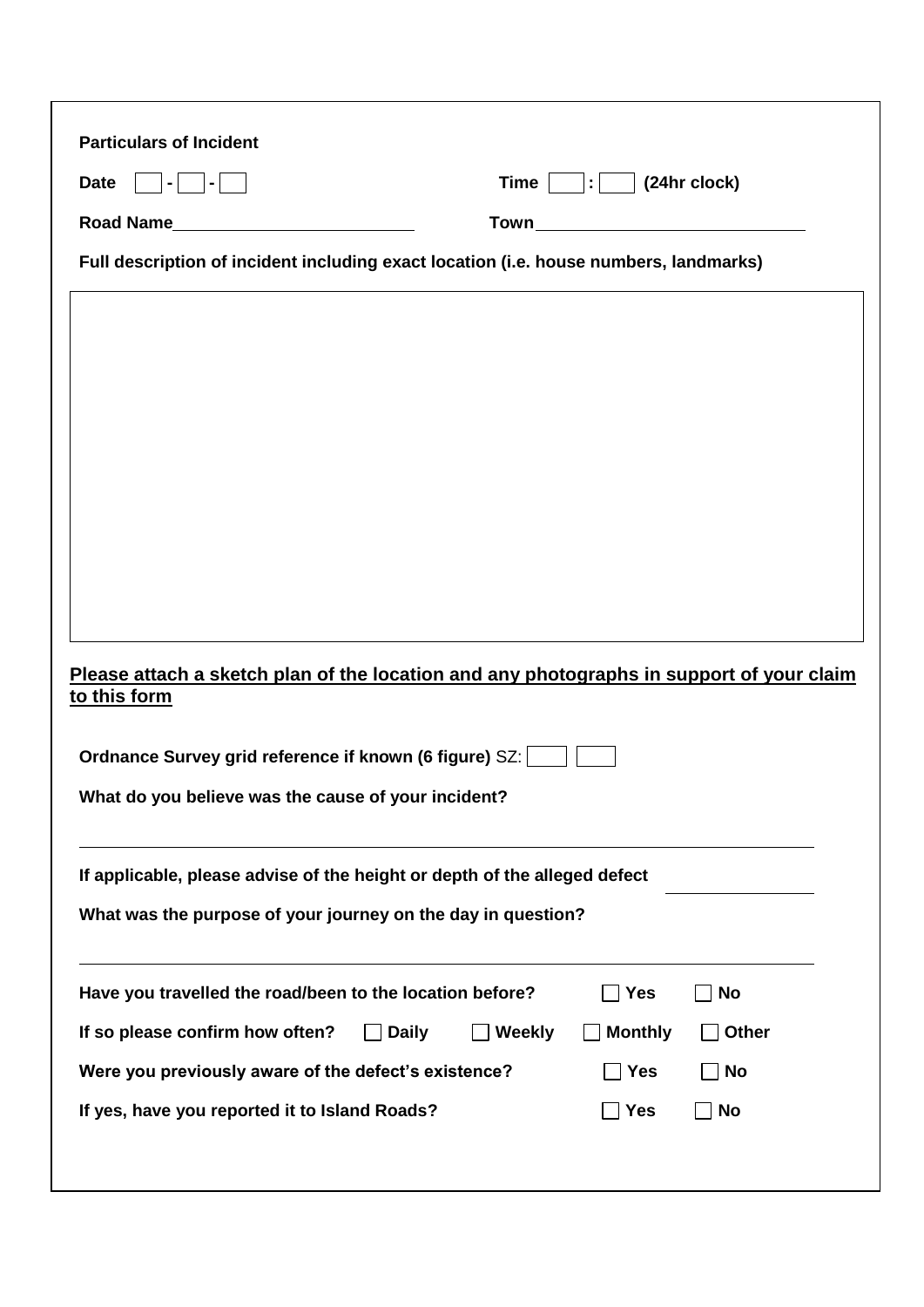**Particulars of Incident**

**Date** [ ] - [ ] - [ ]  **Time** [ ] : [ ] **(24hr clock)**

**Road Name** ____________________  **Town** ____________________

**Full description of incident including exact location (i.e. house numbers, landmarks)**

[ ]

**Please attach a sketch plan of the location and any photographs in support of your claim to this form**

**Ordnance Survey grid reference if known (6 figure)** SZ: [ ] [ ]

**What do you believe was the cause of your incident?**

____________________

**If applicable, please advise of the height or depth of the alleged defect** ____________________

**What was the purpose of your journey on the day in question?**

____________________

**Have you travelled the road/been to the location before?** ☐ **Yes** ☐ **No**

**If so please confirm how often?** ☐ **Daily** ☐ **Weekly** ☐ **Monthly** ☐ **Other**

**Were you previously aware of the defect's existence?** ☐ **Yes** ☐ **No**

**If yes, have you reported it to Island Roads?** ☐ **Yes** ☐ **No**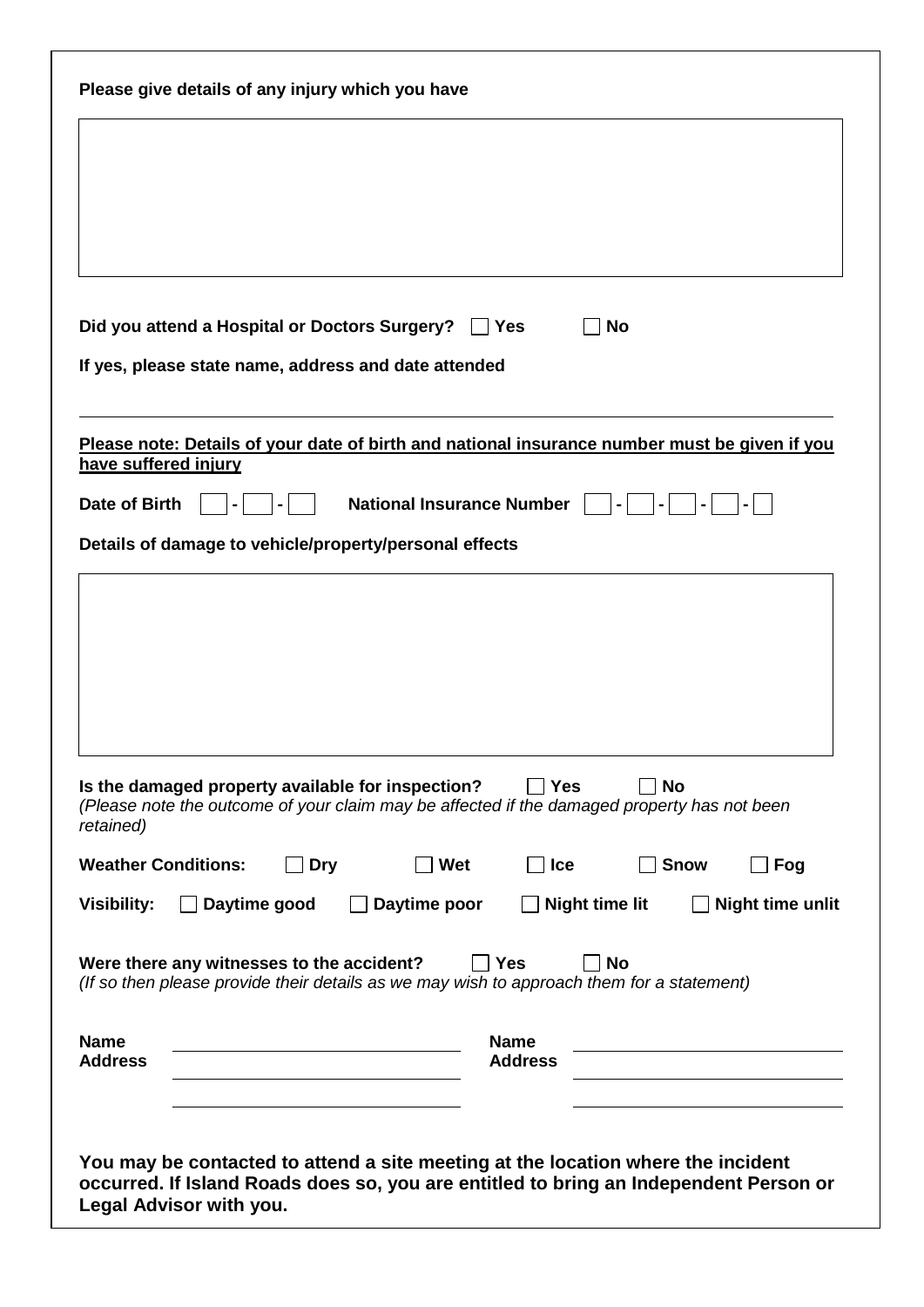**Please give details of any injury which you have**

**Did you attend a Hospital or Doctors Surgery?** ☐ **Yes** ☐ **No**

**If yes, please state name, address and date attended**

**<u>Please note: Details of your date of birth and national insurance number must be given if you have suffered injury</u>**

**Date of Birth** ☐ - ☐ - ☐ **National Insurance Number** ☐ - ☐ - ☐ - ☐ - ☐

**Details of damage to vehicle/property/personal effects**

**Is the damaged property available for inspection?** ☐ **Yes** ☐ **No**
*(Please note the outcome of your claim may be affected if the damaged property has not been retained)*

**Weather Conditions:** ☐ **Dry** ☐ **Wet** ☐ **Ice** ☐ **Snow** ☐ **Fog**

**Visibility:** ☐ **Daytime good** ☐ **Daytime poor** ☐ **Night time lit** ☐ **Night time unlit**

**Were there any witnesses to the accident?** ☐ **Yes** ☐ **No**
*(If so then please provide their details as we may wish to approach them for a statement)*

**Name** ____________________ **Name** ____________________
**Address** ____________________ **Address** ____________________

**You may be contacted to attend a site meeting at the location where the incident occurred. If Island Roads does so, you are entitled to bring an Independent Person or Legal Advisor with you.**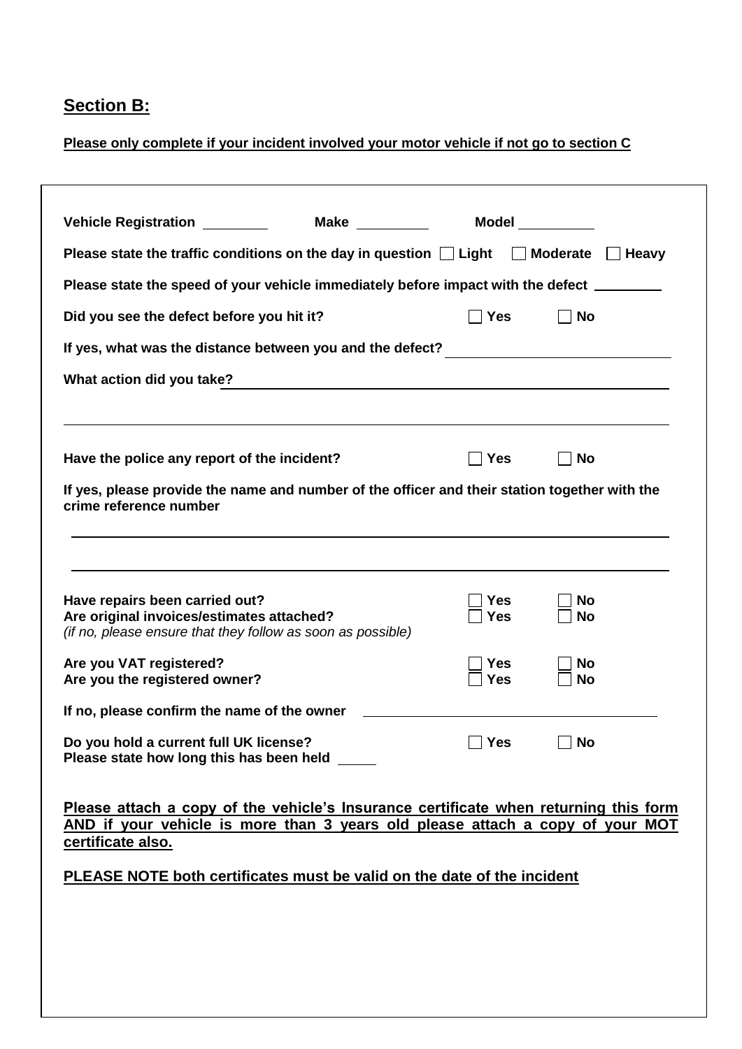## Section B:

**Please only complete if your incident involved your motor vehicle if not go to section C**

**Vehicle Registration** ________ **Make** ________ **Model** ________

**Please state the traffic conditions on the day in question** ☐ **Light** ☐ **Moderate** ☐ **Heavy**

**Please state the speed of your vehicle immediately before impact with the defect** ________

**Did you see the defect before you hit it?** ☐ **Yes** ☐ **No**

**If yes, what was the distance between you and the defect?** ________________________

**What action did you take?** ________________________________________________

______________________________________________________________________

**Have the police any report of the incident?** ☐ **Yes** ☐ **No**

**If yes, please provide the name and number of the officer and their station together with the crime reference number**

______________________________________________________________________

______________________________________________________________________

**Have repairs been carried out?** ☐ **Yes** ☐ **No**
**Are original invoices/estimates attached?** ☐ **Yes** ☐ **No**
*(if no, please ensure that they follow as soon as possible)*

**Are you VAT registered?** ☐ **Yes** ☐ **No**
**Are you the registered owner?** ☐ **Yes** ☐ **No**

**If no, please confirm the name of the owner** ________________________________

**Do you hold a current full UK license?** ☐ **Yes** ☐ **No**
**Please state how long this has been held** _____

**Please attach a copy of the vehicle's Insurance certificate when returning this form AND if your vehicle is more than 3 years old please attach a copy of your MOT certificate also.**

**PLEASE NOTE both certificates must be valid on the date of the incident**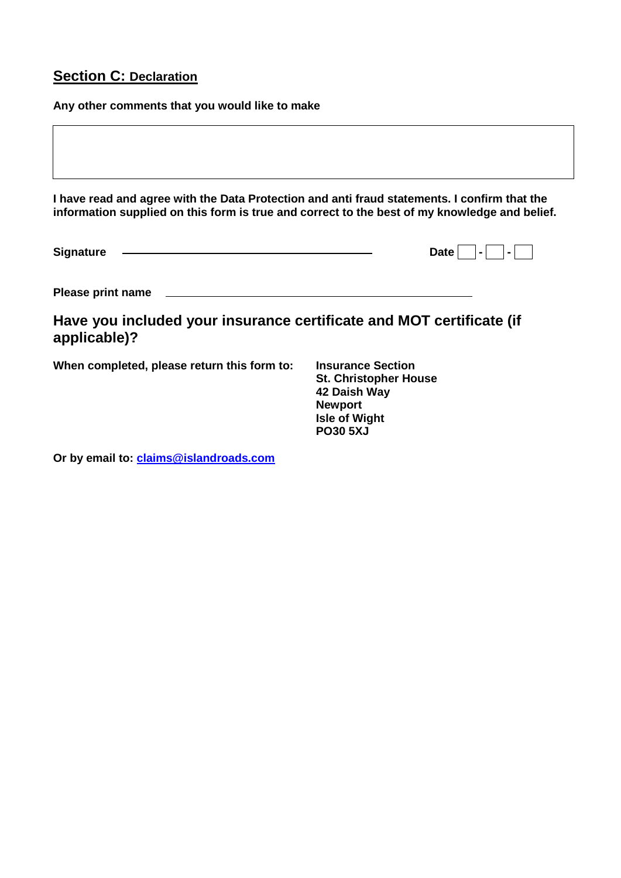## Section C: Declaration

**Any other comments that you would like to make**

| |
|---|
| |

**I have read and agree with the Data Protection and anti fraud statements. I confirm that the information supplied on this form is true and correct to the best of my knowledge and belief.**

**Signature** ______________________________ **Date** ___ - ___ - ___

**Please print name** ______________________________

### Have you included your insurance certificate and MOT certificate (if applicable)?

**When completed, please return this form to:**

**Insurance Section**
**St. Christopher House**
**42 Daish Way**
**Newport**
**Isle of Wight**
**PO30 5XJ**

**Or by email to: claims@islandroads.com**